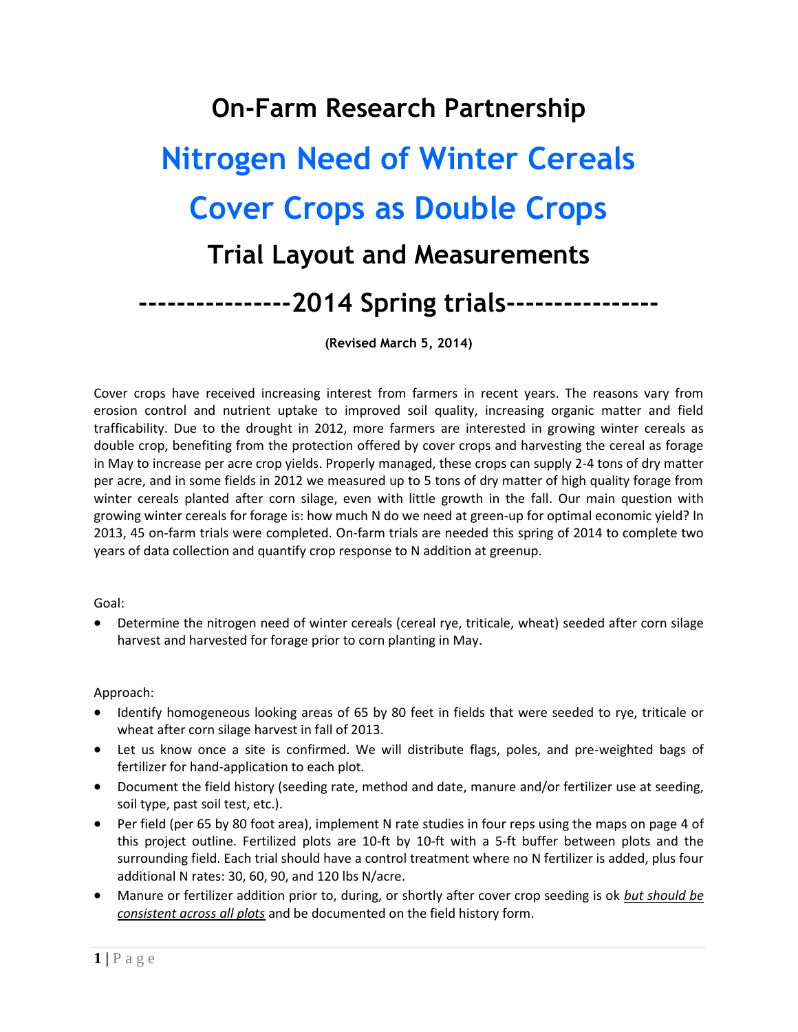# On-Farm Research Partnership

# Nitrogen Need of Winter Cereals

# Cover Crops as Double Crops

## Trial Layout and Measurements

## ----------------2014 Spring trials----------------

**(Revised March 5, 2014)**

Cover crops have received increasing interest from farmers in recent years. The reasons vary from erosion control and nutrient uptake to improved soil quality, increasing organic matter and field trafficability. Due to the drought in 2012, more farmers are interested in growing winter cereals as double crop, benefiting from the protection offered by cover crops and harvesting the cereal as forage in May to increase per acre crop yields. Properly managed, these crops can supply 2-4 tons of dry matter per acre, and in some fields in 2012 we measured up to 5 tons of dry matter of high quality forage from winter cereals planted after corn silage, even with little growth in the fall. Our main question with growing winter cereals for forage is: how much N do we need at green-up for optimal economic yield? In 2013, 45 on-farm trials were completed. On-farm trials are needed this spring of 2014 to complete two years of data collection and quantify crop response to N addition at greenup.

Goal:

- Determine the nitrogen need of winter cereals (cereal rye, triticale, wheat) seeded after corn silage harvest and harvested for forage prior to corn planting in May.

Approach:

- Identify homogeneous looking areas of 65 by 80 feet in fields that were seeded to rye, triticale or wheat after corn silage harvest in fall of 2013.
- Let us know once a site is confirmed. We will distribute flags, poles, and pre-weighted bags of fertilizer for hand-application to each plot.
- Document the field history (seeding rate, method and date, manure and/or fertilizer use at seeding, soil type, past soil test, etc.).
- Per field (per 65 by 80 foot area), implement N rate studies in four reps using the maps on page 4 of this project outline. Fertilized plots are 10-ft by 10-ft with a 5-ft buffer between plots and the surrounding field. Each trial should have a control treatment where no N fertilizer is added, plus four additional N rates: 30, 60, 90, and 120 lbs N/acre.
- Manure or fertilizer addition prior to, during, or shortly after cover crop seeding is ok *__but should be consistent across all plots__* and be documented on the field history form.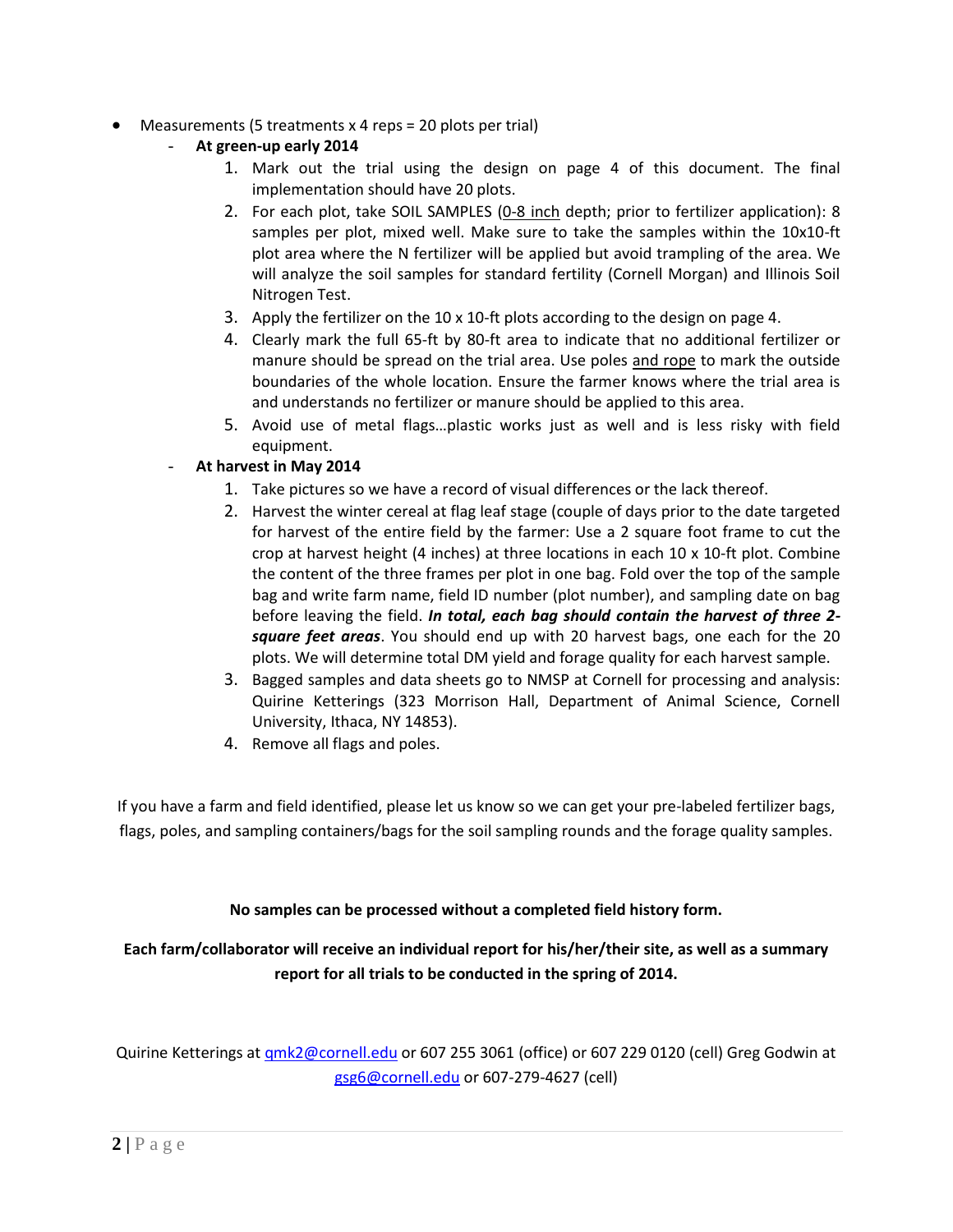- Measurements (5 treatments x 4 reps = 20 plots per trial)
  - **At green-up early 2014**
    1. Mark out the trial using the design on page 4 of this document. The final implementation should have 20 plots.
    2. For each plot, take SOIL SAMPLES (<u>0-8 inch</u> depth; prior to fertilizer application): 8 samples per plot, mixed well. Make sure to take the samples within the 10x10-ft plot area where the N fertilizer will be applied but avoid trampling of the area. We will analyze the soil samples for standard fertility (Cornell Morgan) and Illinois Soil Nitrogen Test.
    3. Apply the fertilizer on the 10 x 10-ft plots according to the design on page 4.
    4. Clearly mark the full 65-ft by 80-ft area to indicate that no additional fertilizer or manure should be spread on the trial area. Use poles <u>and rope</u> to mark the outside boundaries of the whole location. Ensure the farmer knows where the trial area is and understands no fertilizer or manure should be applied to this area.
    5. Avoid use of metal flags…plastic works just as well and is less risky with field equipment.
  - **At harvest in May 2014**
    1. Take pictures so we have a record of visual differences or the lack thereof.
    2. Harvest the winter cereal at flag leaf stage (couple of days prior to the date targeted for harvest of the entire field by the farmer: Use a 2 square foot frame to cut the crop at harvest height (4 inches) at three locations in each 10 x 10-ft plot. Combine the content of the three frames per plot in one bag. Fold over the top of the sample bag and write farm name, field ID number (plot number), and sampling date on bag before leaving the field. ***In total, each bag should contain the harvest of three 2-square feet areas***. You should end up with 20 harvest bags, one each for the 20 plots. We will determine total DM yield and forage quality for each harvest sample.
    3. Bagged samples and data sheets go to NMSP at Cornell for processing and analysis: Quirine Ketterings (323 Morrison Hall, Department of Animal Science, Cornell University, Ithaca, NY 14853).
    4. Remove all flags and poles.

If you have a farm and field identified, please let us know so we can get your pre-labeled fertilizer bags, flags, poles, and sampling containers/bags for the soil sampling rounds and the forage quality samples.

**No samples can be processed without a completed field history form.**

**Each farm/collaborator will receive an individual report for his/her/their site, as well as a summary report for all trials to be conducted in the spring of 2014.**

Quirine Ketterings at qmk2@cornell.edu or 607 255 3061 (office) or 607 229 0120 (cell) Greg Godwin at gsg6@cornell.edu or 607-279-4627 (cell)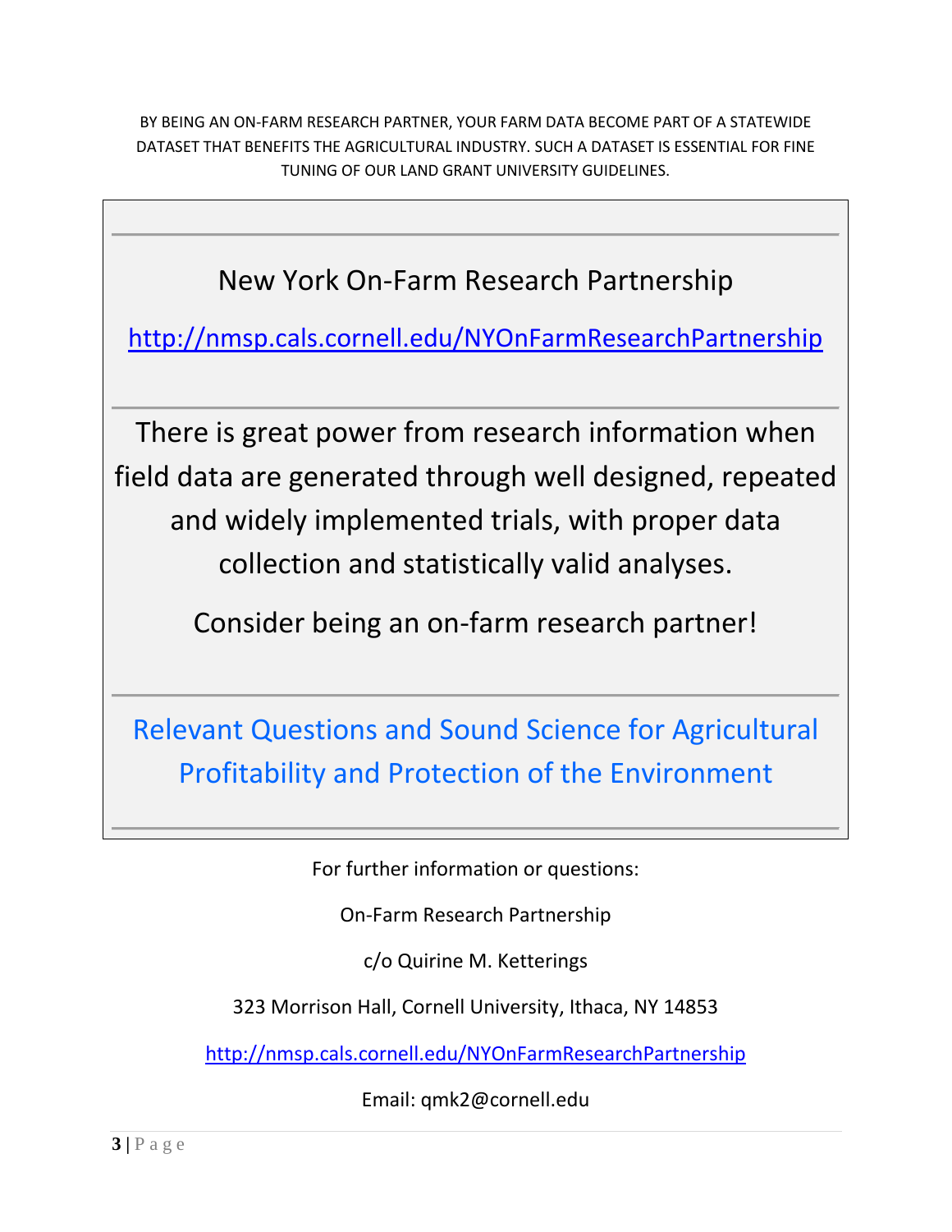BY BEING AN ON-FARM RESEARCH PARTNER, YOUR FARM DATA BECOME PART OF A STATEWIDE DATASET THAT BENEFITS THE AGRICULTURAL INDUSTRY. SUCH A DATASET IS ESSENTIAL FOR FINE TUNING OF OUR LAND GRANT UNIVERSITY GUIDELINES.

---

New York On-Farm Research Partnership

http://nmsp.cals.cornell.edu/NYOnFarmResearchPartnership

---

There is great power from research information when field data are generated through well designed, repeated and widely implemented trials, with proper data collection and statistically valid analyses.

Consider being an on-farm research partner!

---

Relevant Questions and Sound Science for Agricultural Profitability and Protection of the Environment

---

For further information or questions:

On-Farm Research Partnership

c/o Quirine M. Ketterings

323 Morrison Hall, Cornell University, Ithaca, NY 14853

http://nmsp.cals.cornell.edu/NYOnFarmResearchPartnership

Email: qmk2@cornell.edu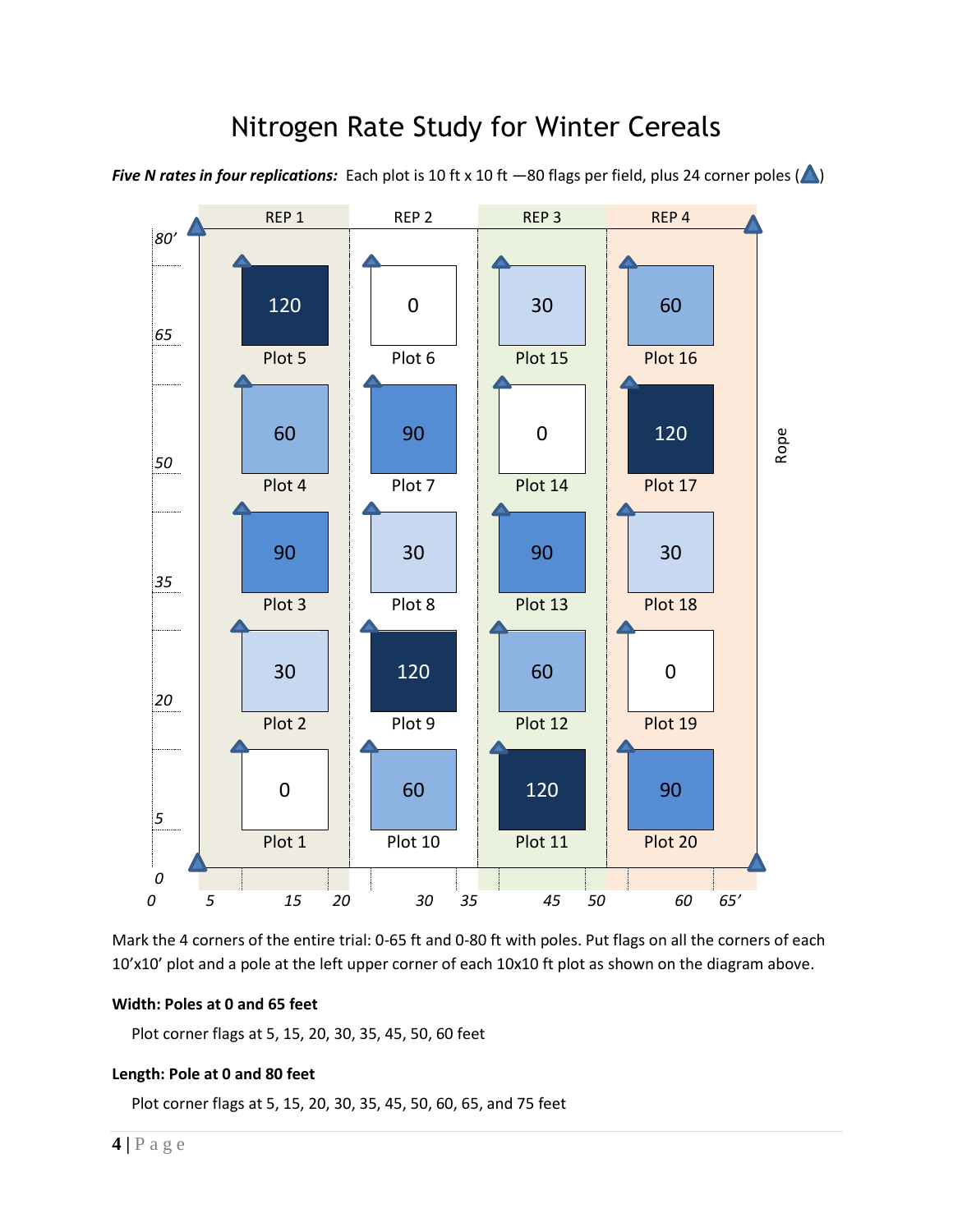# Nitrogen Rate Study for Winter Cereals

***Five N rates in four replications:*** Each plot is 10 ft x 10 ft —80 flags per field, plus 24 corner poles (▲)

| | REP 1 | REP 2 | REP 3 | REP 4 |
|---|---|---|---|---|
| 65–75 ft | 120 (Plot 5) | 0 (Plot 6) | 30 (Plot 15) | 60 (Plot 16) |
| 50–60 ft | 60 (Plot 4) | 90 (Plot 7) | 0 (Plot 14) | 120 (Plot 17) |
| 35–45 ft | 90 (Plot 3) | 30 (Plot 8) | 90 (Plot 13) | 30 (Plot 18) |
| 20–30 ft | 30 (Plot 2) | 120 (Plot 9) | 60 (Plot 12) | 0 (Plot 19) |
| 5–15 ft | 0 (Plot 1) | 60 (Plot 10) | 120 (Plot 11) | 90 (Plot 20) |

Width axis: 0, 5, 15, 20, 30, 35, 45, 50, 60, 65’
Length axis: 0, 5, 20, 35, 50, 65, 80’
Rope

Mark the 4 corners of the entire trial: 0-65 ft and 0-80 ft with poles. Put flags on all the corners of each 10’x10’ plot and a pole at the left upper corner of each 10x10 ft plot as shown on the diagram above.

**Width: Poles at 0 and 65 feet**

Plot corner flags at 5, 15, 20, 30, 35, 45, 50, 60 feet

**Length: Pole at 0 and 80 feet**

Plot corner flags at 5, 15, 20, 30, 35, 45, 50, 60, 65, and 75 feet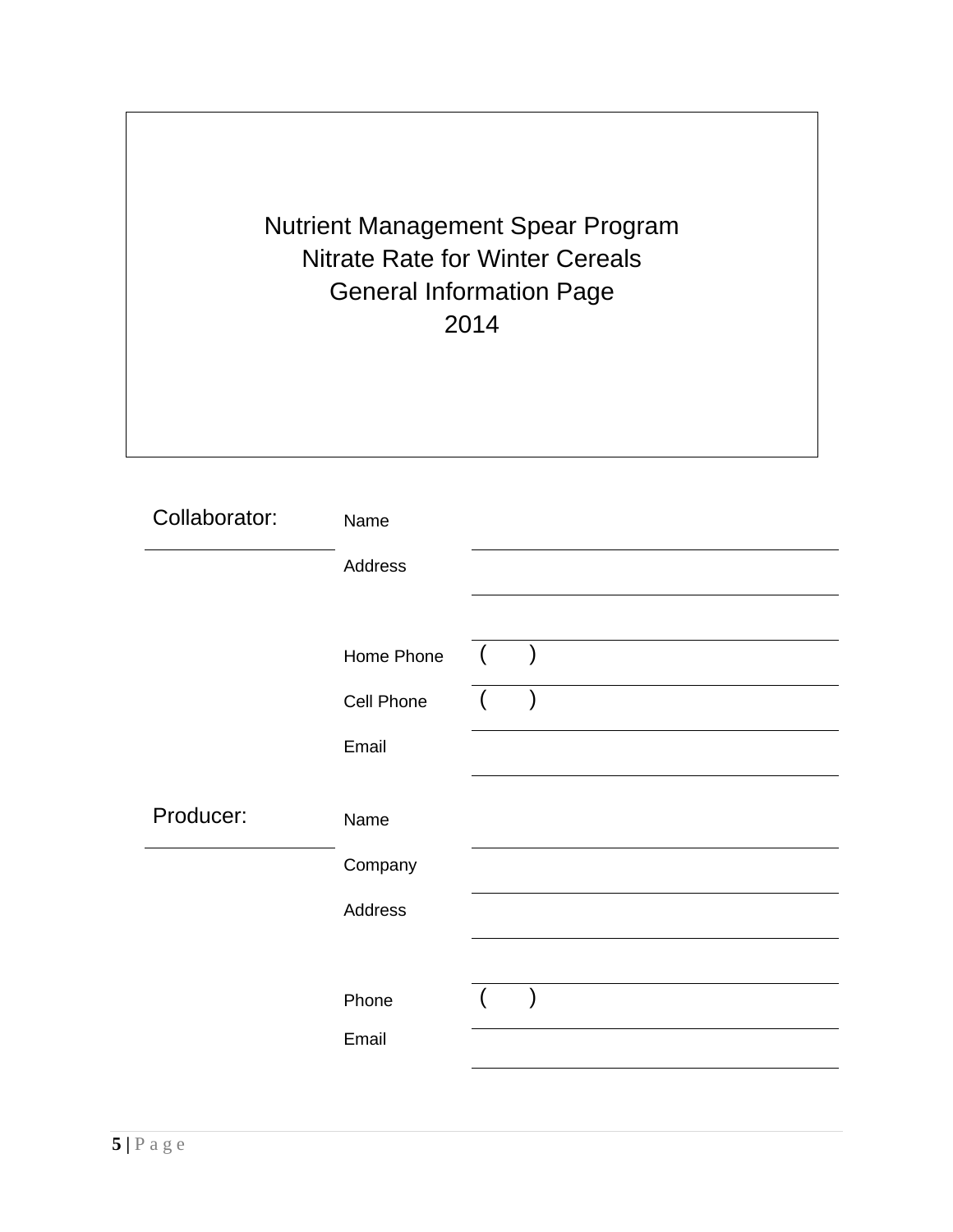# Nutrient Management Spear Program
# Nitrate Rate for Winter Cereals
# General Information Page
# 2014

**Collaborator:**

| | |
|---|---|
| Name | |
| Address | |
| | |
| Home Phone | (      ) |
| Cell Phone | (      ) |
| Email | |

**Producer:**

| | |
|---|---|
| Name | |
| Company | |
| Address | |
| | |
| Phone | (      ) |
| Email | |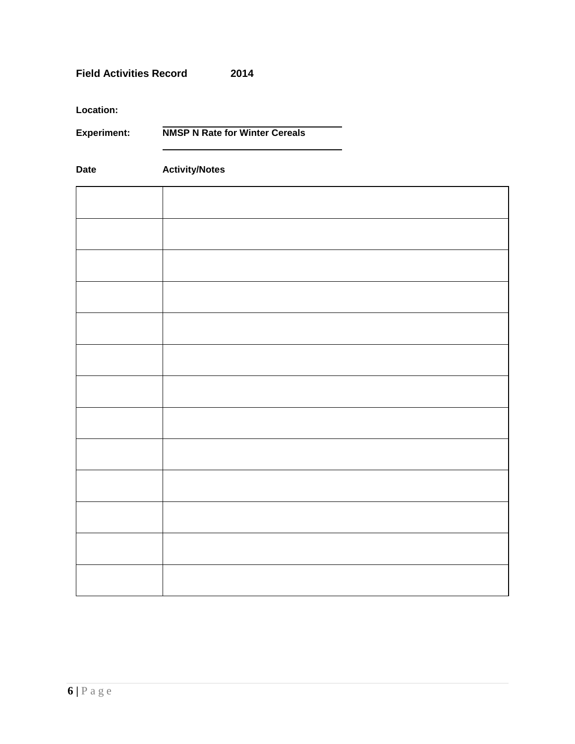**Field Activities Record 2014**

**Location:**

**Experiment:** **NMSP N Rate for Winter Cereals**

| **Date** | **Activity/Notes** |
| --- | --- |
| | |
| | |
| | |
| | |
| | |
| | |
| | |
| | |
| | |
| | |
| | |
| | |
| | |